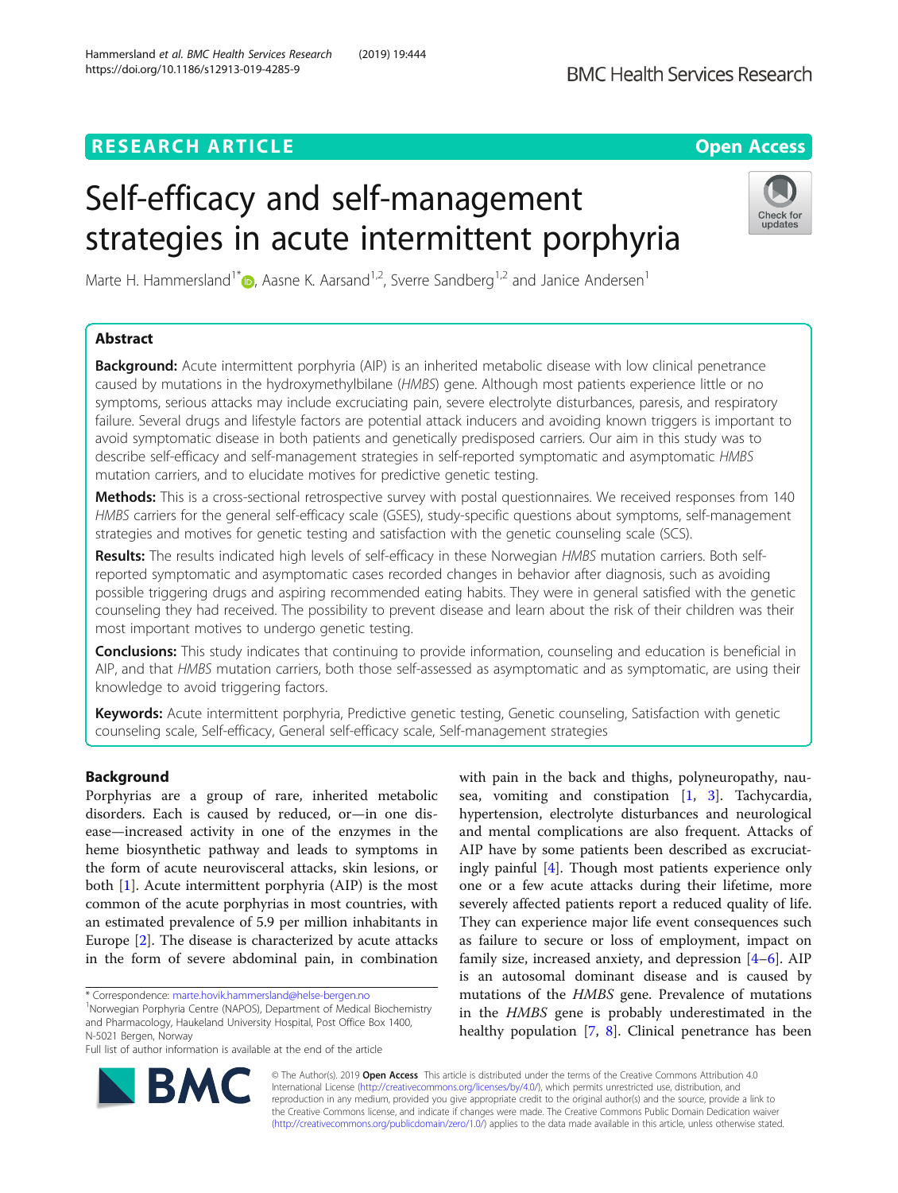RESEARCH ARTICLE

Open Access

# Self-efficacy and self-management strategies in acute intermittent porphyria

Marte H. Hammersland[1*], Aasne K. Aarsand[1,2], Sverre Sandberg[1,2] and Janice Andersen[1]

## Abstract

**Background:** Acute intermittent porphyria (AIP) is an inherited metabolic disease with low clinical penetrance caused by mutations in the hydroxymethylbilane (*HMBS*) gene. Although most patients experience little or no symptoms, serious attacks may include excruciating pain, severe electrolyte disturbances, paresis, and respiratory failure. Several drugs and lifestyle factors are potential attack inducers and avoiding known triggers is important to avoid symptomatic disease in both patients and genetically predisposed carriers. Our aim in this study was to describe self-efficacy and self-management strategies in self-reported symptomatic and asymptomatic *HMBS* mutation carriers, and to elucidate motives for predictive genetic testing.

**Methods:** This is a cross-sectional retrospective survey with postal questionnaires. We received responses from 140 *HMBS* carriers for the general self-efficacy scale (GSES), study-specific questions about symptoms, self-management strategies and motives for genetic testing and satisfaction with the genetic counseling scale (SCS).

**Results:** The results indicated high levels of self-efficacy in these Norwegian *HMBS* mutation carriers. Both self-reported symptomatic and asymptomatic cases recorded changes in behavior after diagnosis, such as avoiding possible triggering drugs and aspiring recommended eating habits. They were in general satisfied with the genetic counseling they had received. The possibility to prevent disease and learn about the risk of their children was their most important motives to undergo genetic testing.

**Conclusions:** This study indicates that continuing to provide information, counseling and education is beneficial in AIP, and that *HMBS* mutation carriers, both those self-assessed as asymptomatic and as symptomatic, are using their knowledge to avoid triggering factors.

**Keywords:** Acute intermittent porphyria, Predictive genetic testing, Genetic counseling, Satisfaction with genetic counseling scale, Self-efficacy, General self-efficacy scale, Self-management strategies

## Background

Porphyrias are a group of rare, inherited metabolic disorders. Each is caused by reduced, or—in one disease—increased activity in one of the enzymes in the heme biosynthetic pathway and leads to symptoms in the form of acute neurovisceral attacks, skin lesions, or both [1]. Acute intermittent porphyria (AIP) is the most common of the acute porphyrias in most countries, with an estimated prevalence of 5.9 per million inhabitants in Europe [2]. The disease is characterized by acute attacks in the form of severe abdominal pain, in combination with pain in the back and thighs, polyneuropathy, nausea, vomiting and constipation [1, 3]. Tachycardia, hypertension, electrolyte disturbances and neurological and mental complications are also frequent. Attacks of AIP have by some patients been described as excruciatingly painful [4]. Though most patients experience only one or a few acute attacks during their lifetime, more severely affected patients report a reduced quality of life. They can experience major life event consequences such as failure to secure or loss of employment, impact on family size, increased anxiety, and depression [4–6]. AIP is an autosomal dominant disease and is caused by mutations of the *HMBS* gene. Prevalence of mutations in the *HMBS* gene is probably underestimated in the healthy population [7, 8]. Clinical penetrance has been

\* Correspondence: marte.hovik.hammersland@helse-bergen.no
[1]Norwegian Porphyria Centre (NAPOS), Department of Medical Biochemistry and Pharmacology, Haukeland University Hospital, Post Office Box 1400, N-5021 Bergen, Norway
Full list of author information is available at the end of the article

© The Author(s). 2019 **Open Access** This article is distributed under the terms of the Creative Commons Attribution 4.0 International License (http://creativecommons.org/licenses/by/4.0/), which permits unrestricted use, distribution, and reproduction in any medium, provided you give appropriate credit to the original author(s) and the source, provide a link to the Creative Commons license, and indicate if changes were made. The Creative Commons Public Domain Dedication waiver (http://creativecommons.org/publicdomain/zero/1.0/) applies to the data made available in this article, unless otherwise stated.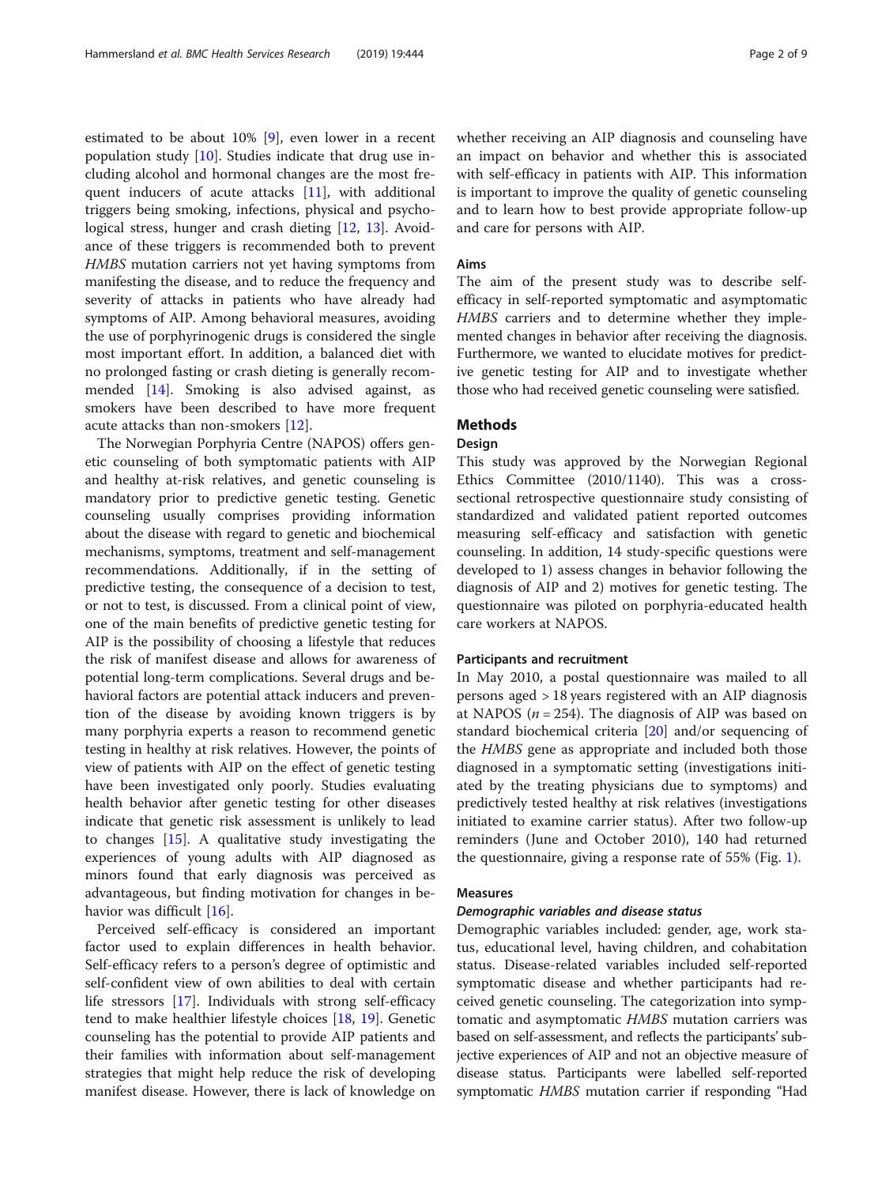estimated to be about 10% [9], even lower in a recent population study [10]. Studies indicate that drug use including alcohol and hormonal changes are the most frequent inducers of acute attacks [11], with additional triggers being smoking, infections, physical and psychological stress, hunger and crash dieting [12, 13]. Avoidance of these triggers is recommended both to prevent *HMBS* mutation carriers not yet having symptoms from manifesting the disease, and to reduce the frequency and severity of attacks in patients who have already had symptoms of AIP. Among behavioral measures, avoiding the use of porphyrinogenic drugs is considered the single most important effort. In addition, a balanced diet with no prolonged fasting or crash dieting is generally recommended [14]. Smoking is also advised against, as smokers have been described to have more frequent acute attacks than non-smokers [12].

The Norwegian Porphyria Centre (NAPOS) offers genetic counseling of both symptomatic patients with AIP and healthy at-risk relatives, and genetic counseling is mandatory prior to predictive genetic testing. Genetic counseling usually comprises providing information about the disease with regard to genetic and biochemical mechanisms, symptoms, treatment and self-management recommendations. Additionally, if in the setting of predictive testing, the consequence of a decision to test, or not to test, is discussed. From a clinical point of view, one of the main benefits of predictive genetic testing for AIP is the possibility of choosing a lifestyle that reduces the risk of manifest disease and allows for awareness of potential long-term complications. Several drugs and behavioral factors are potential attack inducers and prevention of the disease by avoiding known triggers is by many porphyria experts a reason to recommend genetic testing in healthy at risk relatives. However, the points of view of patients with AIP on the effect of genetic testing have been investigated only poorly. Studies evaluating health behavior after genetic testing for other diseases indicate that genetic risk assessment is unlikely to lead to changes [15]. A qualitative study investigating the experiences of young adults with AIP diagnosed as minors found that early diagnosis was perceived as advantageous, but finding motivation for changes in behavior was difficult [16].

Perceived self-efficacy is considered an important factor used to explain differences in health behavior. Self-efficacy refers to a person's degree of optimistic and self-confident view of own abilities to deal with certain life stressors [17]. Individuals with strong self-efficacy tend to make healthier lifestyle choices [18, 19]. Genetic counseling has the potential to provide AIP patients and their families with information about self-management strategies that might help reduce the risk of developing manifest disease. However, there is lack of knowledge on whether receiving an AIP diagnosis and counseling have an impact on behavior and whether this is associated with self-efficacy in patients with AIP. This information is important to improve the quality of genetic counseling and to learn how to best provide appropriate follow-up and care for persons with AIP.

## Aims

The aim of the present study was to describe self-efficacy in self-reported symptomatic and asymptomatic *HMBS* carriers and to determine whether they implemented changes in behavior after receiving the diagnosis. Furthermore, we wanted to elucidate motives for predictive genetic testing for AIP and to investigate whether those who had received genetic counseling were satisfied.

## Methods

### Design

This study was approved by the Norwegian Regional Ethics Committee (2010/1140). This was a cross-sectional retrospective questionnaire study consisting of standardized and validated patient reported outcomes measuring self-efficacy and satisfaction with genetic counseling. In addition, 14 study-specific questions were developed to 1) assess changes in behavior following the diagnosis of AIP and 2) motives for genetic testing. The questionnaire was piloted on porphyria-educated health care workers at NAPOS.

### Participants and recruitment

In May 2010, a postal questionnaire was mailed to all persons aged > 18 years registered with an AIP diagnosis at NAPOS ($n = 254$). The diagnosis of AIP was based on standard biochemical criteria [20] and/or sequencing of the *HMBS* gene as appropriate and included both those diagnosed in a symptomatic setting (investigations initiated by the treating physicians due to symptoms) and predictively tested healthy at risk relatives (investigations initiated to examine carrier status). After two follow-up reminders (June and October 2010), 140 had returned the questionnaire, giving a response rate of 55% (Fig. 1).

### Measures

#### *Demographic variables and disease status*

Demographic variables included: gender, age, work status, educational level, having children, and cohabitation status. Disease-related variables included self-reported symptomatic disease and whether participants had received genetic counseling. The categorization into symptomatic and asymptomatic *HMBS* mutation carriers was based on self-assessment, and reflects the participants' subjective experiences of AIP and not an objective measure of disease status. Participants were labelled self-reported symptomatic *HMBS* mutation carrier if responding "Had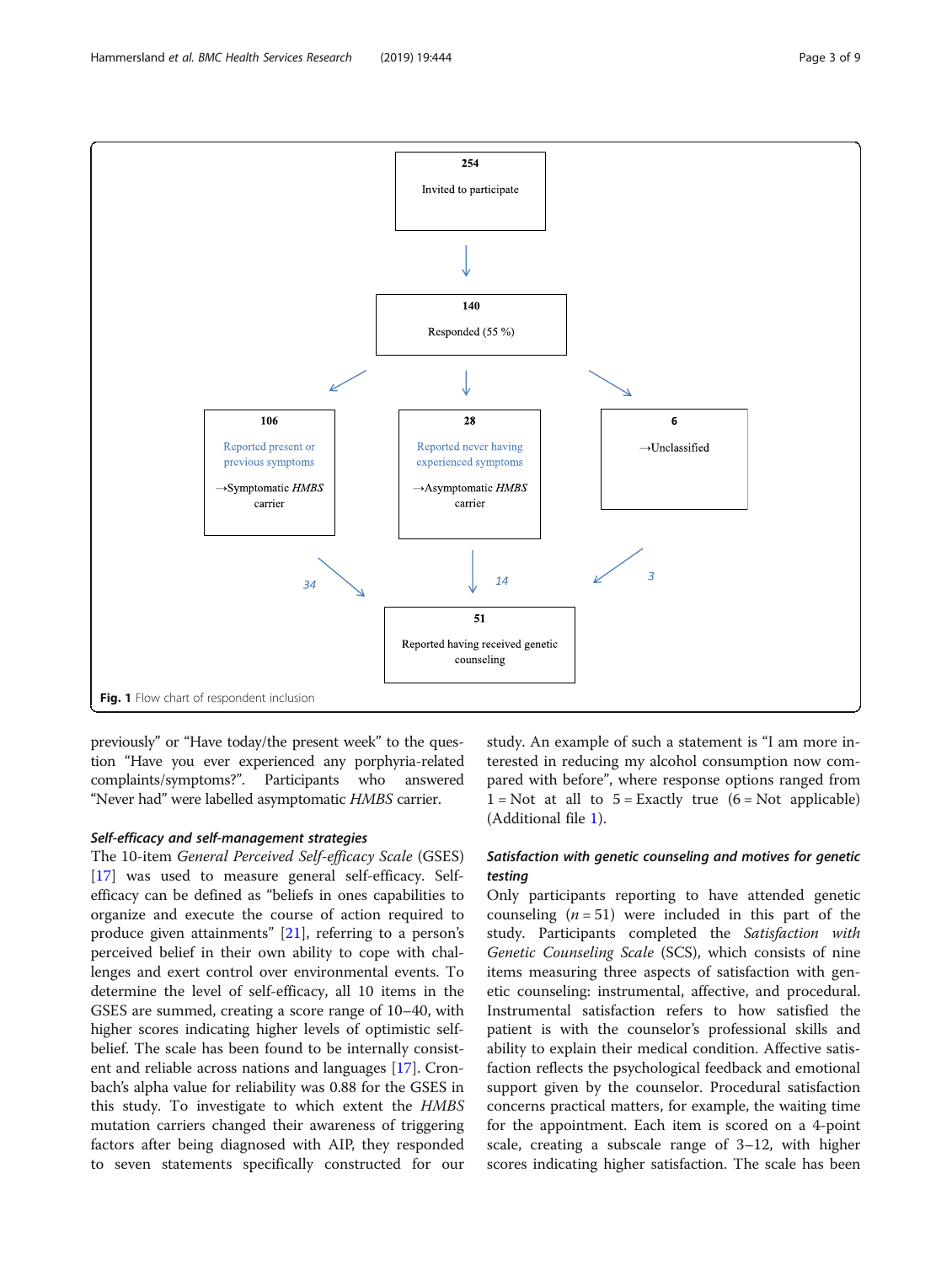254

Invited to participate

140

Responded (55 %)

106

Reported present or previous symptoms

→Symptomatic *HMBS* carrier

28

Reported never having experienced symptoms

→Asymptomatic *HMBS* carrier

6

→Unclassified

34

14

3

51

Reported having received genetic counseling

**Fig. 1** Flow chart of respondent inclusion

previously" or "Have today/the present week" to the question "Have you ever experienced any porphyria-related complaints/symptoms?". Participants who answered "Never had" were labelled asymptomatic *HMBS* carrier.

### Self-efficacy and self-management strategies

The 10-item *General Perceived Self-efficacy Scale* (GSES) [17] was used to measure general self-efficacy. Self-efficacy can be defined as "beliefs in ones capabilities to organize and execute the course of action required to produce given attainments" [21], referring to a person's perceived belief in their own ability to cope with challenges and exert control over environmental events. To determine the level of self-efficacy, all 10 items in the GSES are summed, creating a score range of 10–40, with higher scores indicating higher levels of optimistic self-belief. The scale has been found to be internally consistent and reliable across nations and languages [17]. Cronbach's alpha value for reliability was 0.88 for the GSES in this study. To investigate to which extent the *HMBS* mutation carriers changed their awareness of triggering factors after being diagnosed with AIP, they responded to seven statements specifically constructed for our study. An example of such a statement is "I am more interested in reducing my alcohol consumption now compared with before", where response options ranged from 1 = Not at all to 5 = Exactly true (6 = Not applicable) (Additional file 1).

### Satisfaction with genetic counseling and motives for genetic testing

Only participants reporting to have attended genetic counseling ($n = 51$) were included in this part of the study. Participants completed the *Satisfaction with Genetic Counseling Scale* (SCS), which consists of nine items measuring three aspects of satisfaction with genetic counseling: instrumental, affective, and procedural. Instrumental satisfaction refers to how satisfied the patient is with the counselor's professional skills and ability to explain their medical condition. Affective satisfaction reflects the psychological feedback and emotional support given by the counselor. Procedural satisfaction concerns practical matters, for example, the waiting time for the appointment. Each item is scored on a 4-point scale, creating a subscale range of 3–12, with higher scores indicating higher satisfaction. The scale has been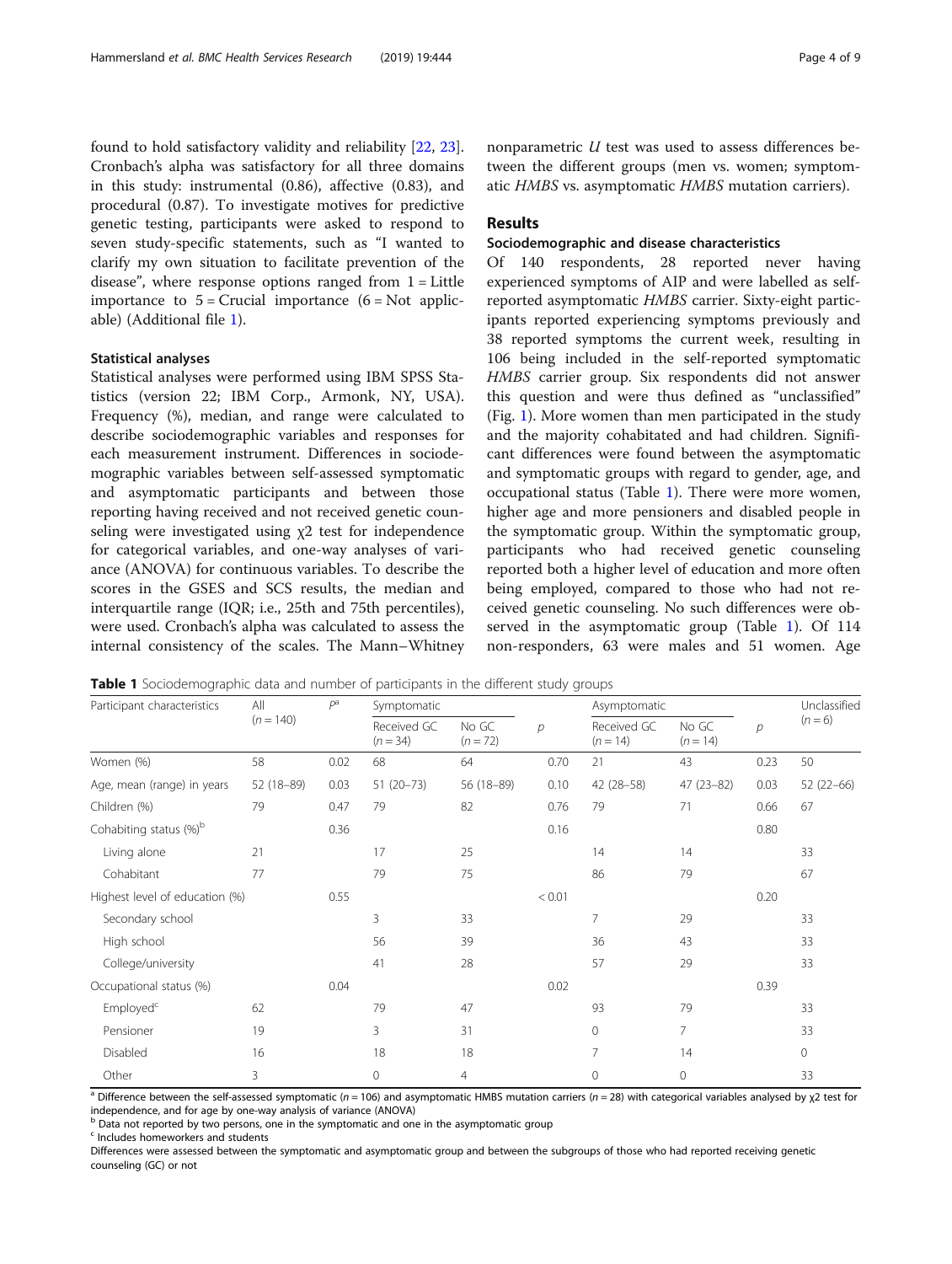found to hold satisfactory validity and reliability [22, 23]. Cronbach's alpha was satisfactory for all three domains in this study: instrumental (0.86), affective (0.83), and procedural (0.87). To investigate motives for predictive genetic testing, participants were asked to respond to seven study-specific statements, such as "I wanted to clarify my own situation to facilitate prevention of the disease", where response options ranged from 1 = Little importance to 5 = Crucial importance (6 = Not applicable) (Additional file 1).

### Statistical analyses

Statistical analyses were performed using IBM SPSS Statistics (version 22; IBM Corp., Armonk, NY, USA). Frequency (%), median, and range were calculated to describe sociodemographic variables and responses for each measurement instrument. Differences in sociodemographic variables between self-assessed symptomatic and asymptomatic participants and between those reporting having received and not received genetic counseling were investigated using $\chi^2$ test for independence for categorical variables, and one-way analyses of variance (ANOVA) for continuous variables. To describe the scores in the GSES and SCS results, the median and interquartile range (IQR; i.e., 25th and 75th percentiles), were used. Cronbach's alpha was calculated to assess the internal consistency of the scales. The Mann–Whitney nonparametric $U$ test was used to assess differences between the different groups (men vs. women; symptomatic *HMBS* vs. asymptomatic *HMBS* mutation carriers).

## Results

### Sociodemographic and disease characteristics

Of 140 respondents, 28 reported never having experienced symptoms of AIP and were labelled as self-reported asymptomatic *HMBS* carrier. Sixty-eight participants reported experiencing symptoms previously and 38 reported symptoms the current week, resulting in 106 being included in the self-reported symptomatic *HMBS* carrier group. Six respondents did not answer this question and were thus defined as "unclassified" (Fig. 1). More women than men participated in the study and the majority cohabitated and had children. Significant differences were found between the asymptomatic and symptomatic groups with regard to gender, age, and occupational status (Table 1). There were more women, higher age and more pensioners and disabled people in the symptomatic group. Within the symptomatic group, participants who had received genetic counseling reported both a higher level of education and more often being employed, compared to those who had not received genetic counseling. No such differences were observed in the asymptomatic group (Table 1). Of 114 non-responders, 63 were males and 51 women. Age

**Table 1** Sociodemographic data and number of participants in the different study groups

| Participant characteristics | All ($n = 140$) | $P$[a] | Symptomatic | | | Asymptomatic | | | Unclassified ($n = 6$) |
|---|---|---|---|---|---|---|---|---|---|
| | | | Received GC ($n = 34$) | No GC ($n = 72$) | $p$ | Received GC ($n = 14$) | No GC ($n = 14$) | $p$ | |
| Women (%) | 58 | 0.02 | 68 | 64 | 0.70 | 21 | 43 | 0.23 | 50 |
| Age, mean (range) in years | 52 (18–89) | 0.03 | 51 (20–73) | 56 (18–89) | 0.10 | 42 (28–58) | 47 (23–82) | 0.03 | 52 (22–66) |
| Children (%) | 79 | 0.47 | 79 | 82 | 0.76 | 79 | 71 | 0.66 | 67 |
| Cohabiting status (%)[b] | | 0.36 | | | 0.16 | | | 0.80 | |
| Living alone | 21 | | 17 | 25 | | 14 | 14 | | 33 |
| Cohabitant | 77 | | 79 | 75 | | 86 | 79 | | 67 |
| Highest level of education (%) | | 0.55 | | | < 0.01 | | | 0.20 | |
| Secondary school | | | 3 | 33 | | 7 | 29 | | 33 |
| High school | | | 56 | 39 | | 36 | 43 | | 33 |
| College/university | | | 41 | 28 | | 57 | 29 | | 33 |
| Occupational status (%) | | 0.04 | | | 0.02 | | | 0.39 | |
| Employed[c] | 62 | | 79 | 47 | | 93 | 79 | | 33 |
| Pensioner | 19 | | 3 | 31 | | 0 | 7 | | 33 |
| Disabled | 16 | | 18 | 18 | | 7 | 14 | | 0 |
| Other | 3 | | 0 | 4 | | 0 | 0 | | 33 |

[a] Difference between the self-assessed symptomatic ($n = 106$) and asymptomatic HMBS mutation carriers ($n = 28$) with categorical variables analysed by $\chi^2$ test for independence, and for age by one-way analysis of variance (ANOVA)

[b] Data not reported by two persons, one in the symptomatic and one in the asymptomatic group

[c] Includes homeworkers and students

Differences were assessed between the symptomatic and asymptomatic group and between the subgroups of those who had reported receiving genetic counseling (GC) or not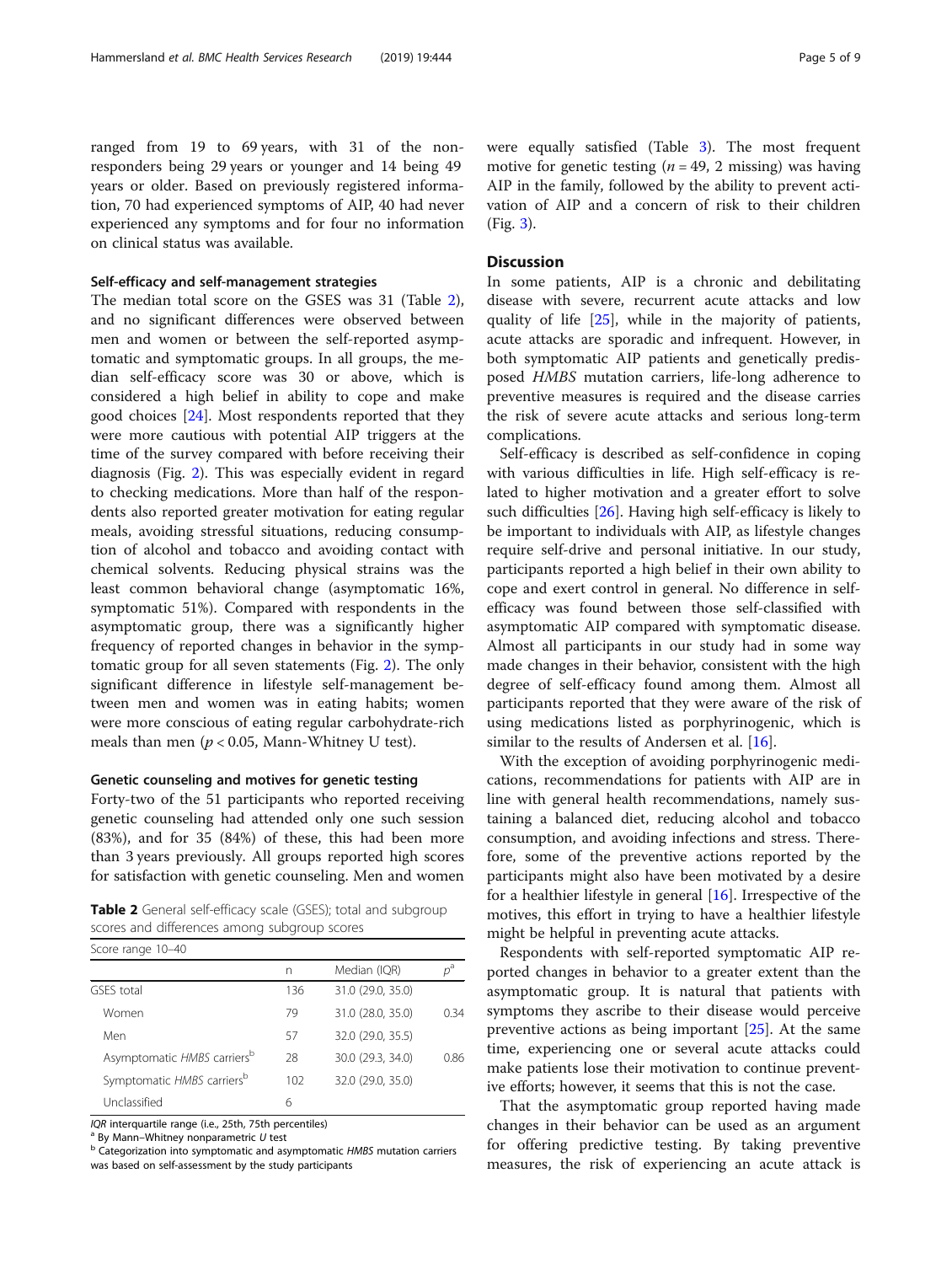ranged from 19 to 69 years, with 31 of the non-responders being 29 years or younger and 14 being 49 years or older. Based on previously registered information, 70 had experienced symptoms of AIP, 40 had never experienced any symptoms and for four no information on clinical status was available.

### Self-efficacy and self-management strategies

The median total score on the GSES was 31 (Table 2), and no significant differences were observed between men and women or between the self-reported asymptomatic and symptomatic groups. In all groups, the median self-efficacy score was 30 or above, which is considered a high belief in ability to cope and make good choices [24]. Most respondents reported that they were more cautious with potential AIP triggers at the time of the survey compared with before receiving their diagnosis (Fig. 2). This was especially evident in regard to checking medications. More than half of the respondents also reported greater motivation for eating regular meals, avoiding stressful situations, reducing consumption of alcohol and tobacco and avoiding contact with chemical solvents. Reducing physical strains was the least common behavioral change (asymptomatic 16%, symptomatic 51%). Compared with respondents in the asymptomatic group, there was a significantly higher frequency of reported changes in behavior in the symptomatic group for all seven statements (Fig. 2). The only significant difference in lifestyle self-management between men and women was in eating habits; women were more conscious of eating regular carbohydrate-rich meals than men ($p < 0.05$, Mann-Whitney U test).

### Genetic counseling and motives for genetic testing

Forty-two of the 51 participants who reported receiving genetic counseling had attended only one such session (83%), and for 35 (84%) of these, this had been more than 3 years previously. All groups reported high scores for satisfaction with genetic counseling. Men and women were equally satisfied (Table 3). The most frequent motive for genetic testing ($n = 49$, 2 missing) was having AIP in the family, followed by the ability to prevent activation of AIP and a concern of risk to their children (Fig. 3).

**Table 2** General self-efficacy scale (GSES); total and subgroup scores and differences among subgroup scores

| Score range 10–40 | n | Median (IQR) | $p$[a] |
|---|---|---|---|
| GSES total | 136 | 31.0 (29.0, 35.0) | |
| Women | 79 | 31.0 (28.0, 35.0) | 0.34 |
| Men | 57 | 32.0 (29.0, 35.5) | |
| Asymptomatic *HMBS* carriers[b] | 28 | 30.0 (29.3, 34.0) | 0.86 |
| Symptomatic *HMBS* carriers[b] | 102 | 32.0 (29.0, 35.0) | |
| Unclassified | 6 | | |

*IQR* interquartile range (i.e., 25th, 75th percentiles)
[a] By Mann–Whitney nonparametric *U* test
[b] Categorization into symptomatic and asymptomatic *HMBS* mutation carriers was based on self-assessment by the study participants

## Discussion

In some patients, AIP is a chronic and debilitating disease with severe, recurrent acute attacks and low quality of life [25], while in the majority of patients, acute attacks are sporadic and infrequent. However, in both symptomatic AIP patients and genetically predisposed *HMBS* mutation carriers, life-long adherence to preventive measures is required and the disease carries the risk of severe acute attacks and serious long-term complications.

Self-efficacy is described as self-confidence in coping with various difficulties in life. High self-efficacy is related to higher motivation and a greater effort to solve such difficulties [26]. Having high self-efficacy is likely to be important to individuals with AIP, as lifestyle changes require self-drive and personal initiative. In our study, participants reported a high belief in their own ability to cope and exert control in general. No difference in self-efficacy was found between those self-classified with asymptomatic AIP compared with symptomatic disease. Almost all participants in our study had in some way made changes in their behavior, consistent with the high degree of self-efficacy found among them. Almost all participants reported that they were aware of the risk of using medications listed as porphyrinogenic, which is similar to the results of Andersen et al. [16].

With the exception of avoiding porphyrinogenic medications, recommendations for patients with AIP are in line with general health recommendations, namely sustaining a balanced diet, reducing alcohol and tobacco consumption, and avoiding infections and stress. Therefore, some of the preventive actions reported by the participants might also have been motivated by a desire for a healthier lifestyle in general [16]. Irrespective of the motives, this effort in trying to have a healthier lifestyle might be helpful in preventing acute attacks.

Respondents with self-reported symptomatic AIP reported changes in behavior to a greater extent than the asymptomatic group. It is natural that patients with symptoms they ascribe to their disease would perceive preventive actions as being important [25]. At the same time, experiencing one or several acute attacks could make patients lose their motivation to continue preventive efforts; however, it seems that this is not the case.

That the asymptomatic group reported having made changes in their behavior can be used as an argument for offering predictive testing. By taking preventive measures, the risk of experiencing an acute attack is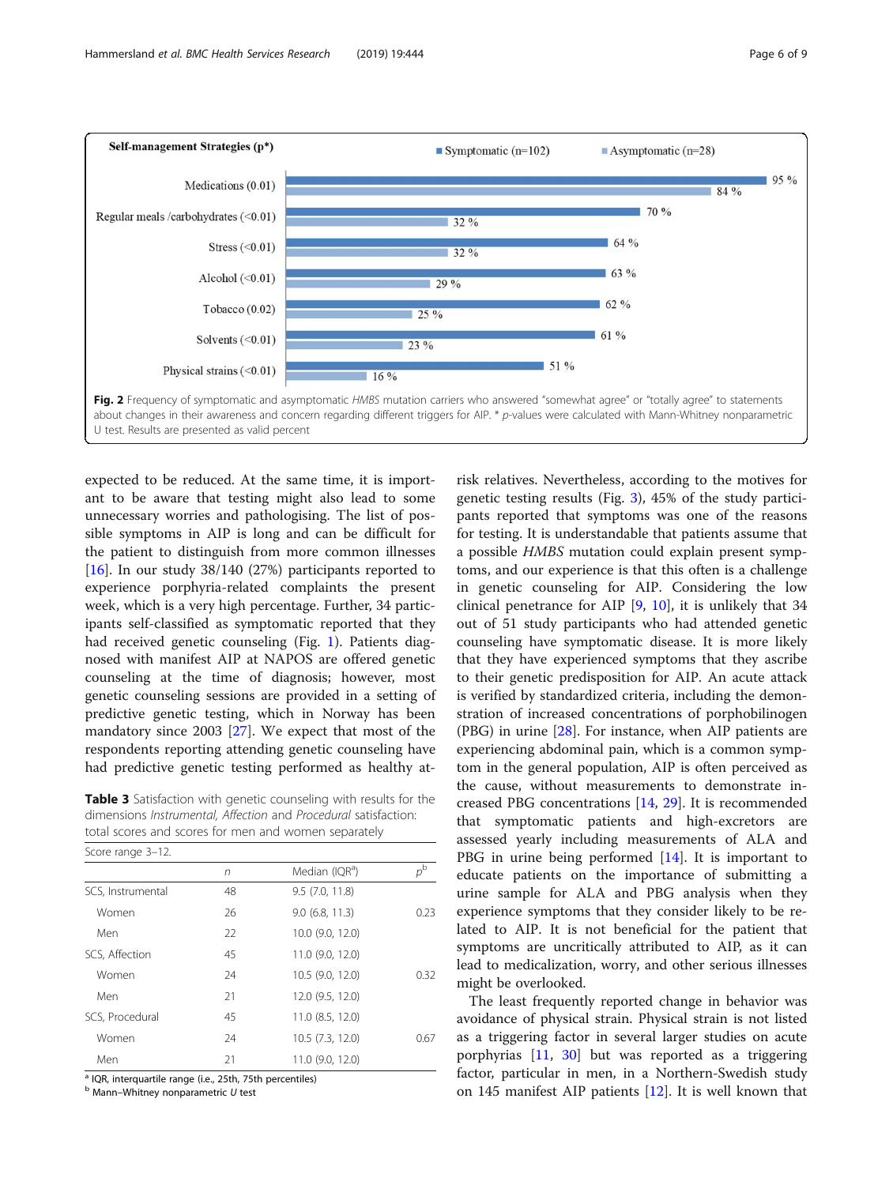**Self-management Strategies (p*)**

| Strategy | Symptomatic (n=102) | Asymptomatic (n=28) |
|---|---|---|
| Medications (0.01) | 95 % | 84 % |
| Regular meals /carbohydrates (<0.01) | 70 % | 32 % |
| Stress (<0.01) | 64 % | 32 % |
| Alcohol (<0.01) | 63 % | 29 % |
| Tobacco (0.02) | 62 % | 25 % |
| Solvents (<0.01) | 61 % | 23 % |
| Physical strains (<0.01) | 51 % | 16 % |

**Fig. 2** Frequency of symptomatic and asymptomatic *HMBS* mutation carriers who answered "somewhat agree" or "totally agree" to statements about changes in their awareness and concern regarding different triggers for AIP. * *p*-values were calculated with Mann-Whitney nonparametric U test. Results are presented as valid percent

expected to be reduced. At the same time, it is important to be aware that testing might also lead to some unnecessary worries and pathologising. The list of possible symptoms in AIP is long and can be difficult for the patient to distinguish from more common illnesses [16]. In our study 38/140 (27%) participants reported to experience porphyria-related complaints the present week, which is a very high percentage. Further, 34 participants self-classified as symptomatic reported that they had received genetic counseling (Fig. 1). Patients diagnosed with manifest AIP at NAPOS are offered genetic counseling at the time of diagnosis; however, most genetic counseling sessions are provided in a setting of predictive genetic testing, which in Norway has been mandatory since 2003 [27]. We expect that most of the respondents reporting attending genetic counseling have had predictive genetic testing performed as healthy at-risk relatives. Nevertheless, according to the motives for genetic testing results (Fig. 3), 45% of the study participants reported that symptoms was one of the reasons for testing. It is understandable that patients assume that a possible *HMBS* mutation could explain present symptoms, and our experience is that this often is a challenge in genetic counseling for AIP. Considering the low clinical penetrance for AIP [9, 10], it is unlikely that 34 out of 51 study participants who had attended genetic counseling have symptomatic disease. It is more likely that they have experienced symptoms that they ascribe to their genetic predisposition for AIP. An acute attack is verified by standardized criteria, including the demonstration of increased concentrations of porphobilinogen (PBG) in urine [28]. For instance, when AIP patients are experiencing abdominal pain, which is a common symptom in the general population, AIP is often perceived as the cause, without measurements to demonstrate increased PBG concentrations [14, 29]. It is recommended that symptomatic patients and high-excretors are assessed yearly including measurements of ALA and PBG in urine being performed [14]. It is important to educate patients on the importance of submitting a urine sample for ALA and PBG analysis when they experience symptoms that they consider likely to be related to AIP. It is not beneficial for the patient that symptoms are uncritically attributed to AIP, as it can lead to medicalization, worry, and other serious illnesses might be overlooked.

The least frequently reported change in behavior was avoidance of physical strain. Physical strain is not listed as a triggering factor in several larger studies on acute porphyrias [11, 30] but was reported as a triggering factor, particular in men, in a Northern-Swedish study on 145 manifest AIP patients [12]. It is well known that

**Table 3** Satisfaction with genetic counseling with results for the dimensions *Instrumental*, *Affection* and *Procedural* satisfaction: total scores and scores for men and women separately

Score range 3–12.

| | *n* | Median (IQR[a]) | *p*[b] |
|---|---|---|---|
| SCS, Instrumental | 48 | 9.5 (7.0, 11.8) | |
| Women | 26 | 9.0 (6.8, 11.3) | 0.23 |
| Men | 22 | 10.0 (9.0, 12.0) | |
| SCS, Affection | 45 | 11.0 (9.0, 12.0) | |
| Women | 24 | 10.5 (9.0, 12.0) | 0.32 |
| Men | 21 | 12.0 (9.5, 12.0) | |
| SCS, Procedural | 45 | 11.0 (8.5, 12.0) | |
| Women | 24 | 10.5 (7.3, 12.0) | 0.67 |
| Men | 21 | 11.0 (9.0, 12.0) | |

[a] IQR, interquartile range (i.e., 25th, 75th percentiles)
[b] Mann–Whitney nonparametric *U* test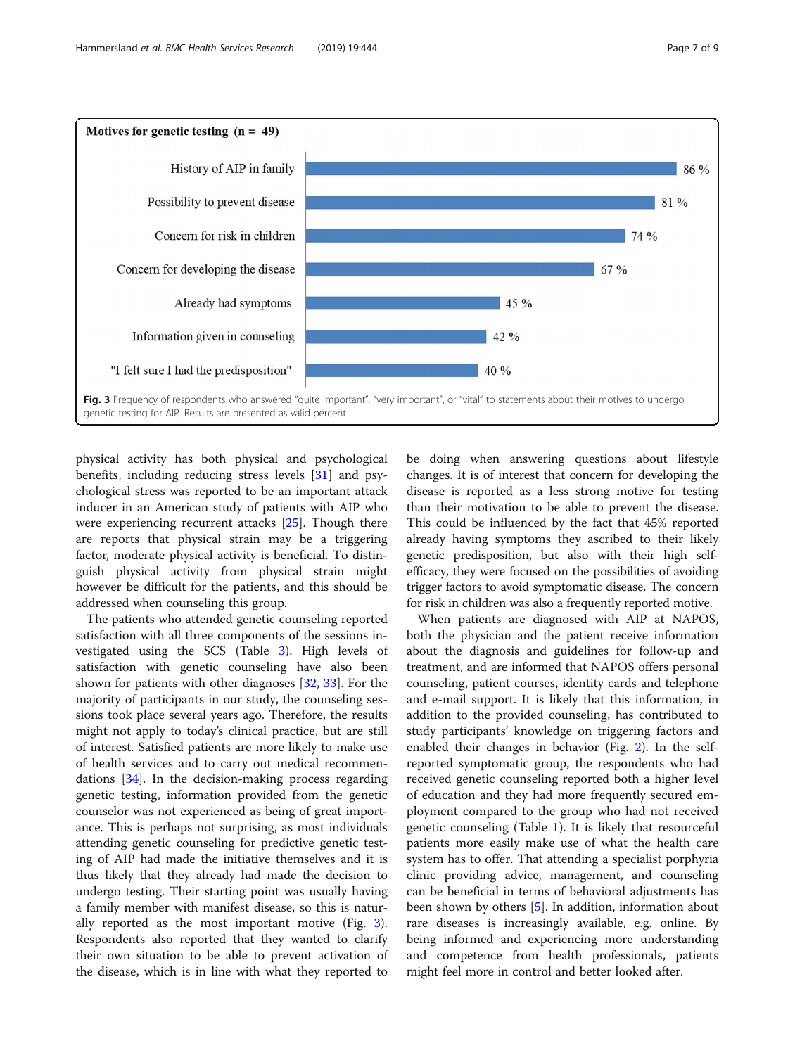**Motives for genetic testing (n = 49)**

| Motive | % |
| --- | --- |
| History of AIP in family | 86 % |
| Possibility to prevent disease | 81 % |
| Concern for risk in children | 74 % |
| Concern for developing the disease | 67 % |
| Already had symptoms | 45 % |
| Information given in counseling | 42 % |
| "I felt sure I had the predisposition" | 40 % |

**Fig. 3** Frequency of respondents who answered "quite important", "very important", or "vital" to statements about their motives to undergo genetic testing for AIP. Results are presented as valid percent

physical activity has both physical and psychological benefits, including reducing stress levels [31] and psychological stress was reported to be an important attack inducer in an American study of patients with AIP who were experiencing recurrent attacks [25]. Though there are reports that physical strain may be a triggering factor, moderate physical activity is beneficial. To distinguish physical activity from physical strain might however be difficult for the patients, and this should be addressed when counseling this group.

The patients who attended genetic counseling reported satisfaction with all three components of the sessions investigated using the SCS (Table 3). High levels of satisfaction with genetic counseling have also been shown for patients with other diagnoses [32, 33]. For the majority of participants in our study, the counseling sessions took place several years ago. Therefore, the results might not apply to today's clinical practice, but are still of interest. Satisfied patients are more likely to make use of health services and to carry out medical recommendations [34]. In the decision-making process regarding genetic testing, information provided from the genetic counselor was not experienced as being of great importance. This is perhaps not surprising, as most individuals attending genetic counseling for predictive genetic testing of AIP had made the initiative themselves and it is thus likely that they already had made the decision to undergo testing. Their starting point was usually having a family member with manifest disease, so this is naturally reported as the most important motive (Fig. 3). Respondents also reported that they wanted to clarify their own situation to be able to prevent activation of the disease, which is in line with what they reported to be doing when answering questions about lifestyle changes. It is of interest that concern for developing the disease is reported as a less strong motive for testing than their motivation to be able to prevent the disease. This could be influenced by the fact that 45% reported already having symptoms they ascribed to their likely genetic predisposition, but also with their high self-efficacy, they were focused on the possibilities of avoiding trigger factors to avoid symptomatic disease. The concern for risk in children was also a frequently reported motive.

When patients are diagnosed with AIP at NAPOS, both the physician and the patient receive information about the diagnosis and guidelines for follow-up and treatment, and are informed that NAPOS offers personal counseling, patient courses, identity cards and telephone and e-mail support. It is likely that this information, in addition to the provided counseling, has contributed to study participants' knowledge on triggering factors and enabled their changes in behavior (Fig. 2). In the self-reported symptomatic group, the respondents who had received genetic counseling reported both a higher level of education and they had more frequently secured employment compared to the group who had not received genetic counseling (Table 1). It is likely that resourceful patients more easily make use of what the health care system has to offer. That attending a specialist porphyria clinic providing advice, management, and counseling can be beneficial in terms of behavioral adjustments has been shown by others [5]. In addition, information about rare diseases is increasingly available, e.g. online. By being informed and experiencing more understanding and competence from health professionals, patients might feel more in control and better looked after.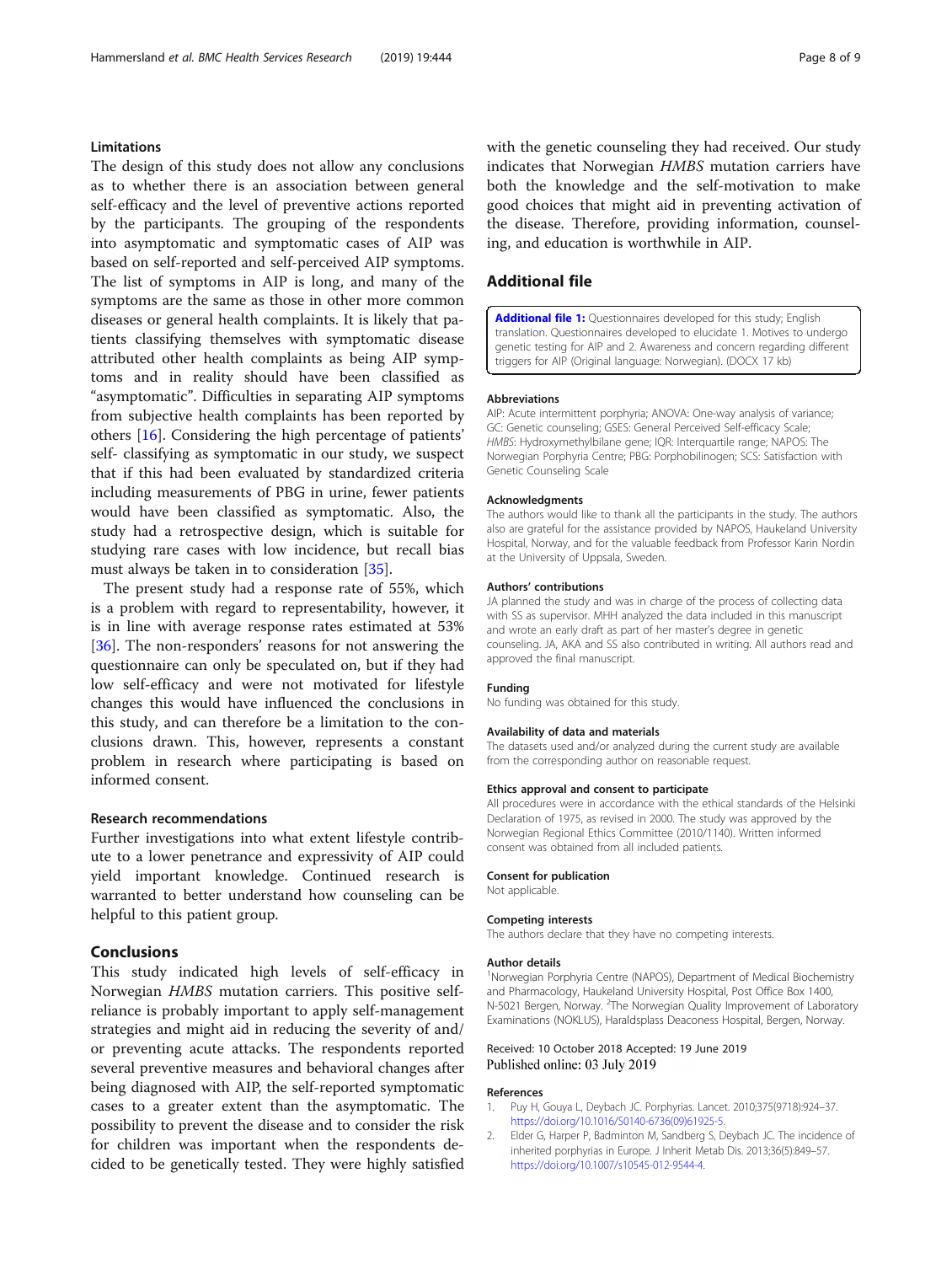### Limitations

The design of this study does not allow any conclusions as to whether there is an association between general self-efficacy and the level of preventive actions reported by the participants. The grouping of the respondents into asymptomatic and symptomatic cases of AIP was based on self-reported and self-perceived AIP symptoms. The list of symptoms in AIP is long, and many of the symptoms are the same as those in other more common diseases or general health complaints. It is likely that patients classifying themselves with symptomatic disease attributed other health complaints as being AIP symptoms and in reality should have been classified as "asymptomatic". Difficulties in separating AIP symptoms from subjective health complaints has been reported by others [16]. Considering the high percentage of patients' self- classifying as symptomatic in our study, we suspect that if this had been evaluated by standardized criteria including measurements of PBG in urine, fewer patients would have been classified as symptomatic. Also, the study had a retrospective design, which is suitable for studying rare cases with low incidence, but recall bias must always be taken in to consideration [35].

The present study had a response rate of 55%, which is a problem with regard to representability, however, it is in line with average response rates estimated at 53% [36]. The non-responders' reasons for not answering the questionnaire can only be speculated on, but if they had low self-efficacy and were not motivated for lifestyle changes this would have influenced the conclusions in this study, and can therefore be a limitation to the conclusions drawn. This, however, represents a constant problem in research where participating is based on informed consent.

### Research recommendations

Further investigations into what extent lifestyle contribute to a lower penetrance and expressivity of AIP could yield important knowledge. Continued research is warranted to better understand how counseling can be helpful to this patient group.

## Conclusions

This study indicated high levels of self-efficacy in Norwegian *HMBS* mutation carriers. This positive self-reliance is probably important to apply self-management strategies and might aid in reducing the severity of and/or preventing acute attacks. The respondents reported several preventive measures and behavioral changes after being diagnosed with AIP, the self-reported symptomatic cases to a greater extent than the asymptomatic. The possibility to prevent the disease and to consider the risk for children was important when the respondents decided to be genetically tested. They were highly satisfied with the genetic counseling they had received. Our study indicates that Norwegian *HMBS* mutation carriers have both the knowledge and the self-motivation to make good choices that might aid in preventing activation of the disease. Therefore, providing information, counseling, and education is worthwhile in AIP.

## Additional file

**Additional file 1:** Questionnaires developed for this study; English translation. Questionnaires developed to elucidate 1. Motives to undergo genetic testing for AIP and 2. Awareness and concern regarding different triggers for AIP (Original language: Norwegian). (DOCX 17 kb)

#### Abbreviations

AIP: Acute intermittent porphyria; ANOVA: One-way analysis of variance; GC: Genetic counseling; GSES: General Perceived Self-efficacy Scale; *HMBS*: Hydroxymethylbilane gene; IQR: Interquartile range; NAPOS: The Norwegian Porphyria Centre; PBG: Porphobilinogen; SCS: Satisfaction with Genetic Counseling Scale

#### Acknowledgments

The authors would like to thank all the participants in the study. The authors also are grateful for the assistance provided by NAPOS, Haukeland University Hospital, Norway, and for the valuable feedback from Professor Karin Nordin at the University of Uppsala, Sweden.

#### Authors' contributions

JA planned the study and was in charge of the process of collecting data with SS as supervisor. MHH analyzed the data included in this manuscript and wrote an early draft as part of her master's degree in genetic counseling. JA, AKA and SS also contributed in writing. All authors read and approved the final manuscript.

#### Funding

No funding was obtained for this study.

#### Availability of data and materials

The datasets used and/or analyzed during the current study are available from the corresponding author on reasonable request.

#### Ethics approval and consent to participate

All procedures were in accordance with the ethical standards of the Helsinki Declaration of 1975, as revised in 2000. The study was approved by the Norwegian Regional Ethics Committee (2010/1140). Written informed consent was obtained from all included patients.

#### Consent for publication

Not applicable.

#### Competing interests

The authors declare that they have no competing interests.

#### Author details

[1]Norwegian Porphyria Centre (NAPOS), Department of Medical Biochemistry and Pharmacology, Haukeland University Hospital, Post Office Box 1400, N-5021 Bergen, Norway. [2]The Norwegian Quality Improvement of Laboratory Examinations (NOKLUS), Haraldsplass Deaconess Hospital, Bergen, Norway.

Received: 10 October 2018 Accepted: 19 June 2019
Published online: 03 July 2019

#### References

1. Puy H, Gouya L, Deybach JC. Porphyrias. Lancet. 2010;375(9718):924–37. https://doi.org/10.1016/S0140-6736(09)61925-5.
2. Elder G, Harper P, Badminton M, Sandberg S, Deybach JC. The incidence of inherited porphyrias in Europe. J Inherit Metab Dis. 2013;36(5):849–57. https://doi.org/10.1007/s10545-012-9544-4.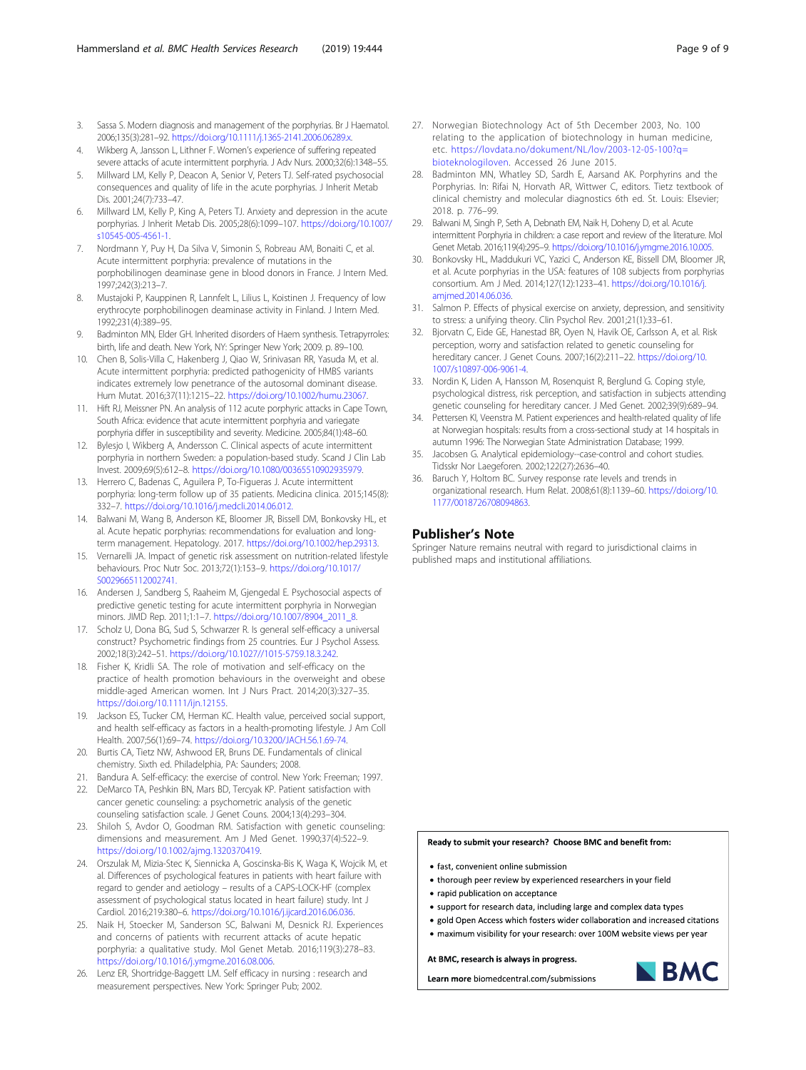3. Sassa S. Modern diagnosis and management of the porphyrias. Br J Haematol. 2006;135(3):281–92. https://doi.org/10.1111/j.1365-2141.2006.06289.x.
4. Wikberg A, Jansson L, Lithner F. Women's experience of suffering repeated severe attacks of acute intermittent porphyria. J Adv Nurs. 2000;32(6):1348–55.
5. Millward LM, Kelly P, Deacon A, Senior V, Peters TJ. Self-rated psychosocial consequences and quality of life in the acute porphyrias. J Inherit Metab Dis. 2001;24(7):733–47.
6. Millward LM, Kelly P, King A, Peters TJ. Anxiety and depression in the acute porphyrias. J Inherit Metab Dis. 2005;28(6):1099–107. https://doi.org/10.1007/s10545-005-4561-1.
7. Nordmann Y, Puy H, Da Silva V, Simonin S, Robreau AM, Bonaiti C, et al. Acute intermittent porphyria: prevalence of mutations in the porphobilinogen deaminase gene in blood donors in France. J Intern Med. 1997;242(3):213–7.
8. Mustajoki P, Kauppinen R, Lannfelt L, Lilius L, Koistinen J. Frequency of low erythrocyte porphobilinogen deaminase activity in Finland. J Intern Med. 1992;231(4):389–95.
9. Badminton MN, Elder GH. Inherited disorders of Haem synthesis. Tetrapyrroles: birth, life and death. New York, NY: Springer New York; 2009. p. 89–100.
10. Chen B, Solis-Villa C, Hakenberg J, Qiao W, Srinivasan RR, Yasuda M, et al. Acute intermittent porphyria: predicted pathogenicity of HMBS variants indicates extremely low penetrance of the autosomal dominant disease. Hum Mutat. 2016;37(11):1215–22. https://doi.org/10.1002/humu.23067.
11. Hift RJ, Meissner PN. An analysis of 112 acute porphyric attacks in Cape Town, South Africa: evidence that acute intermittent porphyria and variegate porphyria differ in susceptibility and severity. Medicine. 2005;84(1):48–60.
12. Bylesjo I, Wikberg A, Andersson C. Clinical aspects of acute intermittent porphyria in northern Sweden: a population-based study. Scand J Clin Lab Invest. 2009;69(5):612–8. https://doi.org/10.1080/00365510902935979.
13. Herrero C, Badenas C, Aguilera P, To-Figueras J. Acute intermittent porphyria: long-term follow up of 35 patients. Medicina clinica. 2015;145(8):332–7. https://doi.org/10.1016/j.medcli.2014.06.012.
14. Balwani M, Wang B, Anderson KE, Bloomer JR, Bissell DM, Bonkovsky HL, et al. Acute hepatic porphyrias: recommendations for evaluation and long-term management. Hepatology. 2017. https://doi.org/10.1002/hep.29313.
15. Vernarelli JA. Impact of genetic risk assessment on nutrition-related lifestyle behaviours. Proc Nutr Soc. 2013;72(1):153–9. https://doi.org/10.1017/S0029665112002741.
16. Andersen J, Sandberg S, Raaheim M, Gjengedal E. Psychosocial aspects of predictive genetic testing for acute intermittent porphyria in Norwegian minors. JIMD Rep. 2011;1:1–7. https://doi.org/10.1007/8904_2011_8.
17. Scholz U, Dona BG, Sud S, Schwarzer R. Is general self-efficacy a universal construct? Psychometric findings from 25 countries. Eur J Psychol Assess. 2002;18(3):242–51. https://doi.org/10.1027//1015-5759.18.3.242.
18. Fisher K, Kridli SA. The role of motivation and self-efficacy on the practice of health promotion behaviours in the overweight and obese middle-aged American women. Int J Nurs Pract. 2014;20(3):327–35. https://doi.org/10.1111/ijn.12155.
19. Jackson ES, Tucker CM, Herman KC. Health value, perceived social support, and health self-efficacy as factors in a health-promoting lifestyle. J Am Coll Health. 2007;56(1):69–74. https://doi.org/10.3200/JACH.56.1.69-74.
20. Burtis CA, Tietz NW, Ashwood ER, Bruns DE. Fundamentals of clinical chemistry. Sixth ed. Philadelphia, PA: Saunders; 2008.
21. Bandura A. Self-efficacy: the exercise of control. New York: Freeman; 1997.
22. DeMarco TA, Peshkin BN, Mars BD, Tercyak KP. Patient satisfaction with cancer genetic counseling: a psychometric analysis of the genetic counseling satisfaction scale. J Genet Couns. 2004;13(4):293–304.
23. Shiloh S, Avdor O, Goodman RM. Satisfaction with genetic counseling: dimensions and measurement. Am J Med Genet. 1990;37(4):522–9. https://doi.org/10.1002/ajmg.1320370419.
24. Orszulak M, Mizia-Stec K, Siennicka A, Goscinska-Bis K, Waga K, Wojcik M, et al. Differences of psychological features in patients with heart failure with regard to gender and aetiology – results of a CAPS-LOCK-HF (complex assessment of psychological status located in heart failure) study. Int J Cardiol. 2016;219:380–6. https://doi.org/10.1016/j.ijcard.2016.06.036.
25. Naik H, Stoecker M, Sanderson SC, Balwani M, Desnick RJ. Experiences and concerns of patients with recurrent attacks of acute hepatic porphyria: a qualitative study. Mol Genet Metab. 2016;119(3):278–83. https://doi.org/10.1016/j.ymgme.2016.08.006.
26. Lenz ER, Shortridge-Baggett LM. Self efficacy in nursing : research and measurement perspectives. New York: Springer Pub; 2002.
27. Norwegian Biotechnology Act of 5th December 2003, No. 100 relating to the application of biotechnology in human medicine, etc. https://lovdata.no/dokument/NL/lov/2003-12-05-100?q=bioteknologiloven. Accessed 26 June 2015.
28. Badminton MN, Whatley SD, Sardh E, Aarsand AK. Porphyrins and the Porphyrias. In: Rifai N, Horvath AR, Wittwer C, editors. Tietz textbook of clinical chemistry and molecular diagnostics 6th ed. St. Louis: Elsevier; 2018. p. 776–99.
29. Balwani M, Singh P, Seth A, Debnath EM, Naik H, Doheny D, et al. Acute intermittent Porphyria in children: a case report and review of the literature. Mol Genet Metab. 2016;119(4):295–9. https://doi.org/10.1016/j.ymgme.2016.10.005.
30. Bonkovsky HL, Maddukuri VC, Yazici C, Anderson KE, Bissell DM, Bloomer JR, et al. Acute porphyrias in the USA: features of 108 subjects from porphyrias consortium. Am J Med. 2014;127(12):1233–41. https://doi.org/10.1016/j.amjmed.2014.06.036.
31. Salmon P. Effects of physical exercise on anxiety, depression, and sensitivity to stress: a unifying theory. Clin Psychol Rev. 2001;21(1):33–61.
32. Bjorvatn C, Eide GE, Hanestad BR, Oyen N, Havik OE, Carlsson A, et al. Risk perception, worry and satisfaction related to genetic counseling for hereditary cancer. J Genet Couns. 2007;16(2):211–22. https://doi.org/10.1007/s10897-006-9061-4.
33. Nordin K, Liden A, Hansson M, Rosenquist R, Berglund G. Coping style, psychological distress, risk perception, and satisfaction in subjects attending genetic counseling for hereditary cancer. J Med Genet. 2002;39(9):689–94.
34. Pettersen KI, Veenstra M. Patient experiences and health-related quality of life at Norwegian hospitals: results from a cross-sectional study at 14 hospitals in autumn 1996: The Norwegian State Administration Database; 1999.
35. Jacobsen G. Analytical epidemiology--case-control and cohort studies. Tidsskr Nor Laegeforen. 2002;122(27):2636–40.
36. Baruch Y, Holtom BC. Survey response rate levels and trends in organizational research. Hum Relat. 2008;61(8):1139–60. https://doi.org/10.1177/0018726708094863.

## Publisher's Note

Springer Nature remains neutral with regard to jurisdictional claims in published maps and institutional affiliations.

**Ready to submit your research? Choose BMC and benefit from:**

- fast, convenient online submission
- thorough peer review by experienced researchers in your field
- rapid publication on acceptance
- support for research data, including large and complex data types
- gold Open Access which fosters wider collaboration and increased citations
- maximum visibility for your research: over 100M website views per year

**At BMC, research is always in progress.**

**Learn more** biomedcentral.com/submissions